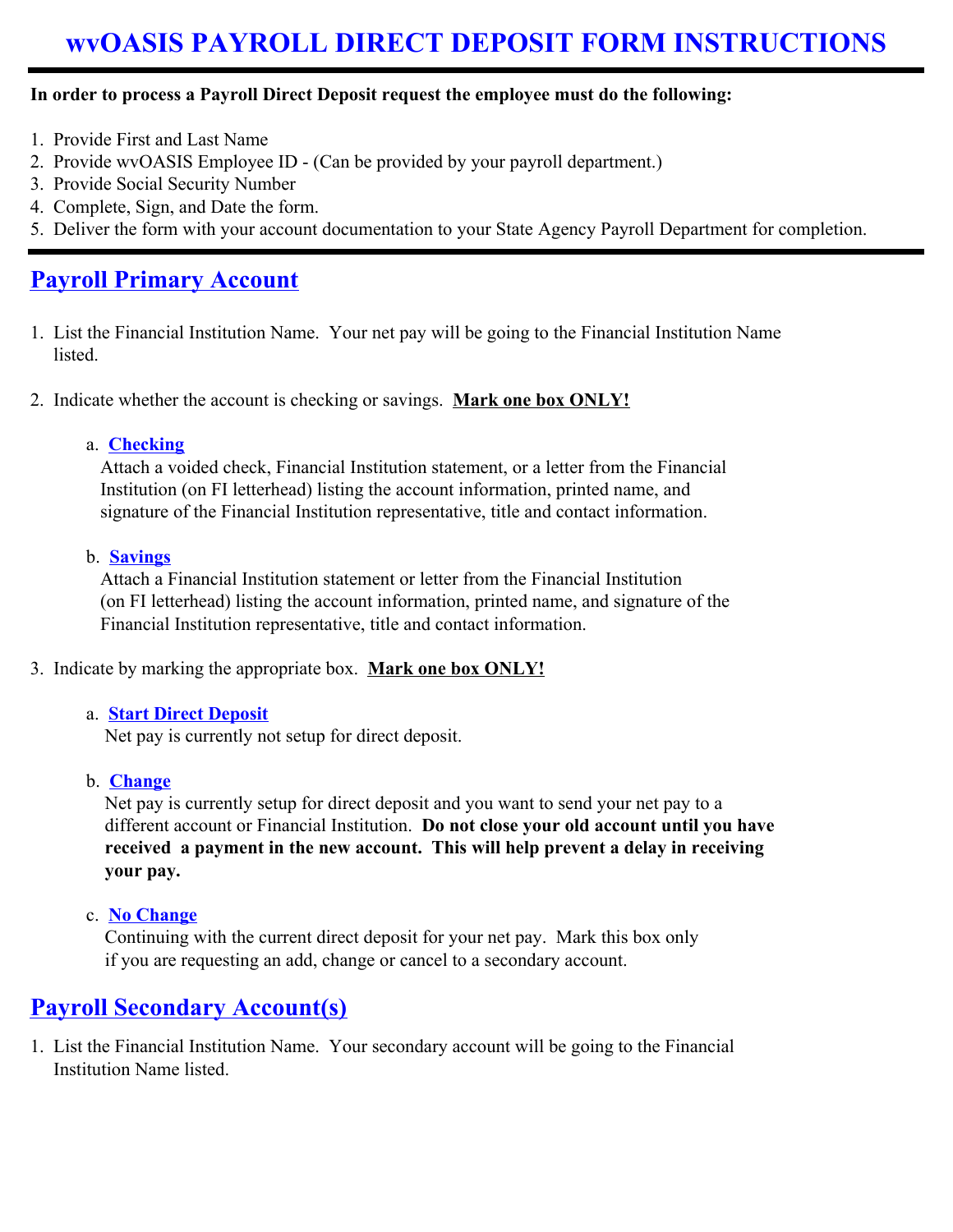# wvOASIS PAYROLL DIRECT DEPOSIT FORM INSTRUCTIONS

**In order to process a Payroll Direct Deposit request the employee must do the following:**

1. Provide First and Last Name
2. Provide wvOASIS Employee ID - (Can be provided by your payroll department.)
3. Provide Social Security Number
4. Complete, Sign, and Date the form.
5. Deliver the form with your account documentation to your State Agency Payroll Department for completion.

## Payroll Primary Account

1. List the Financial Institution Name. Your net pay will be going to the Financial Institution Name listed.

2. Indicate whether the account is checking or savings. **Mark one box ONLY!**

   a. **Checking**
   Attach a voided check, Financial Institution statement, or a letter from the Financial Institution (on FI letterhead) listing the account information, printed name, and signature of the Financial Institution representative, title and contact information.

   b. **Savings**
   Attach a Financial Institution statement or letter from the Financial Institution (on FI letterhead) listing the account information, printed name, and signature of the Financial Institution representative, title and contact information.

3. Indicate by marking the appropriate box. **Mark one box ONLY!**

   a. **Start Direct Deposit**
   Net pay is currently not setup for direct deposit.

   b. **Change**
   Net pay is currently setup for direct deposit and you want to send your net pay to a different account or Financial Institution. **Do not close your old account until you have received a payment in the new account. This will help prevent a delay in receiving your pay.**

   c. **No Change**
   Continuing with the current direct deposit for your net pay. Mark this box only if you are requesting an add, change or cancel to a secondary account.

## Payroll Secondary Account(s)

1. List the Financial Institution Name. Your secondary account will be going to the Financial Institution Name listed.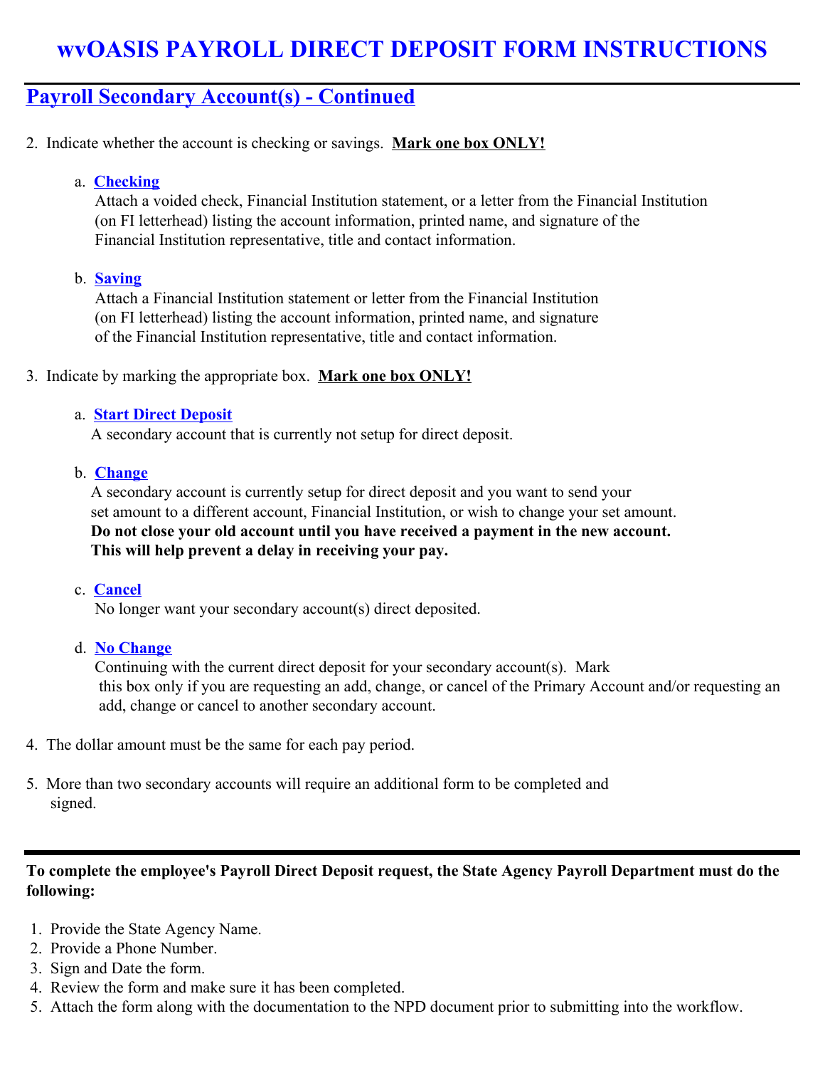# wvOASIS PAYROLL DIRECT DEPOSIT FORM INSTRUCTIONS

## Payroll Secondary Account(s) - Continued

2. Indicate whether the account is checking or savings. **Mark one box ONLY!**

   a. **Checking**
   Attach a voided check, Financial Institution statement, or a letter from the Financial Institution (on FI letterhead) listing the account information, printed name, and signature of the Financial Institution representative, title and contact information.

   b. **Saving**
   Attach a Financial Institution statement or letter from the Financial Institution (on FI letterhead) listing the account information, printed name, and signature of the Financial Institution representative, title and contact information.

3. Indicate by marking the appropriate box. **Mark one box ONLY!**

   a. **Start Direct Deposit**
   A secondary account that is currently not setup for direct deposit.

   b. **Change**
   A secondary account is currently setup for direct deposit and you want to send your set amount to a different account, Financial Institution, or wish to change your set amount.
   **Do not close your old account until you have received a payment in the new account. This will help prevent a delay in receiving your pay.**

   c. **Cancel**
   No longer want your secondary account(s) direct deposited.

   d. **No Change**
   Continuing with the current direct deposit for your secondary account(s). Mark this box only if you are requesting an add, change, or cancel of the Primary Account and/or requesting an add, change or cancel to another secondary account.

4. The dollar amount must be the same for each pay period.

5. More than two secondary accounts will require an additional form to be completed and signed.

---

**To complete the employee's Payroll Direct Deposit request, the State Agency Payroll Department must do the following:**

1. Provide the State Agency Name.
2. Provide a Phone Number.
3. Sign and Date the form.
4. Review the form and make sure it has been completed.
5. Attach the form along with the documentation to the NPD document prior to submitting into the workflow.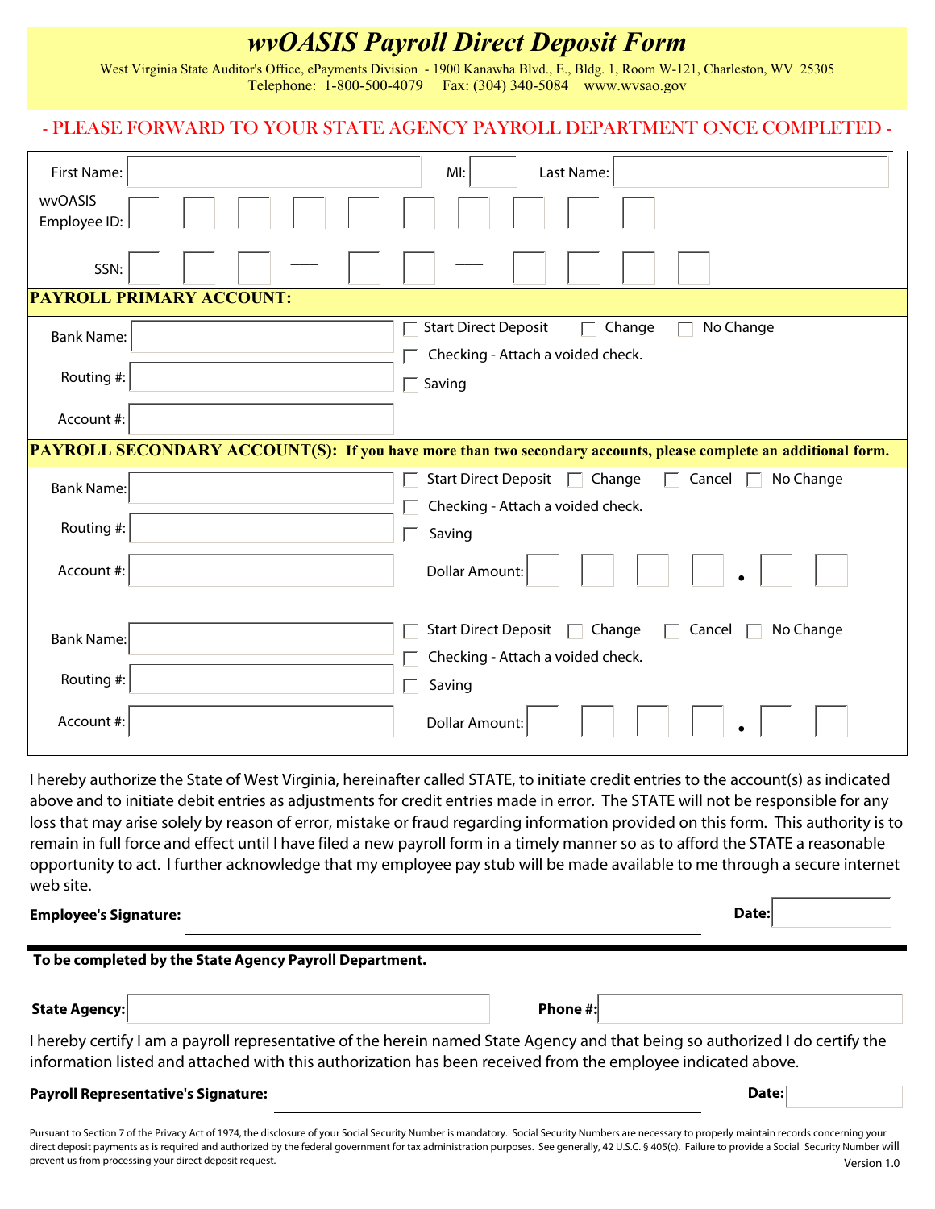# *wvOASIS Payroll Direct Deposit Form*

West Virginia State Auditor's Office, ePayments Division - 1900 Kanawha Blvd., E., Bldg. 1, Room W-121, Charleston, WV 25305
Telephone: 1-800-500-4079 Fax: (304) 340-5084 www.wvsao.gov

- PLEASE FORWARD TO YOUR STATE AGENCY PAYROLL DEPARTMENT ONCE COMPLETED -

First Name: ______ MI: ______ Last Name: ______

wvOASIS Employee ID: ☐☐☐☐☐☐☐☐☐☐

SSN: ☐☐☐ — ☐☐ — ☐☐☐☐

**PAYROLL PRIMARY ACCOUNT:**

Bank Name: ______ ☐ Start Direct Deposit ☐ Change ☐ No Change

☐ Checking - Attach a voided check.

Routing #: ______ ☐ Saving

Account #: ______

**PAYROLL SECONDARY ACCOUNT(S): If you have more than two secondary accounts, please complete an additional form.**

Bank Name: ______ ☐ Start Direct Deposit ☐ Change ☐ Cancel ☐ No Change

☐ Checking - Attach a voided check.

Routing #: ______ ☐ Saving

Account #: ______ Dollar Amount: ☐☐☐☐.☐☐

Bank Name: ______ ☐ Start Direct Deposit ☐ Change ☐ Cancel ☐ No Change

☐ Checking - Attach a voided check.

Routing #: ______ ☐ Saving

Account #: ______ Dollar Amount: ☐☐☐☐.☐☐

I hereby authorize the State of West Virginia, hereinafter called STATE, to initiate credit entries to the account(s) as indicated above and to initiate debit entries as adjustments for credit entries made in error. The STATE will not be responsible for any loss that may arise solely by reason of error, mistake or fraud regarding information provided on this form. This authority is to remain in full force and effect until I have filed a new payroll form in a timely manner so as to afford the STATE a reasonable opportunity to act. I further acknowledge that my employee pay stub will be made available to me through a secure internet web site.

**Employee's Signature:** ______ **Date:** ______

**To be completed by the State Agency Payroll Department.**

**State Agency:** ______ **Phone #:** ______

I hereby certify I am a payroll representative of the herein named State Agency and that being so authorized I do certify the information listed and attached with this authorization has been received from the employee indicated above.

**Payroll Representative's Signature:** ______ **Date:** ______

Pursuant to Section 7 of the Privacy Act of 1974, the disclosure of your Social Security Number is mandatory. Social Security Numbers are necessary to properly maintain records concerning your direct deposit payments as is required and authorized by the federal government for tax administration purposes. See generally, 42 U.S.C. § 405(c). Failure to provide a Social Security Number will prevent us from processing your direct deposit request.

Version 1.0